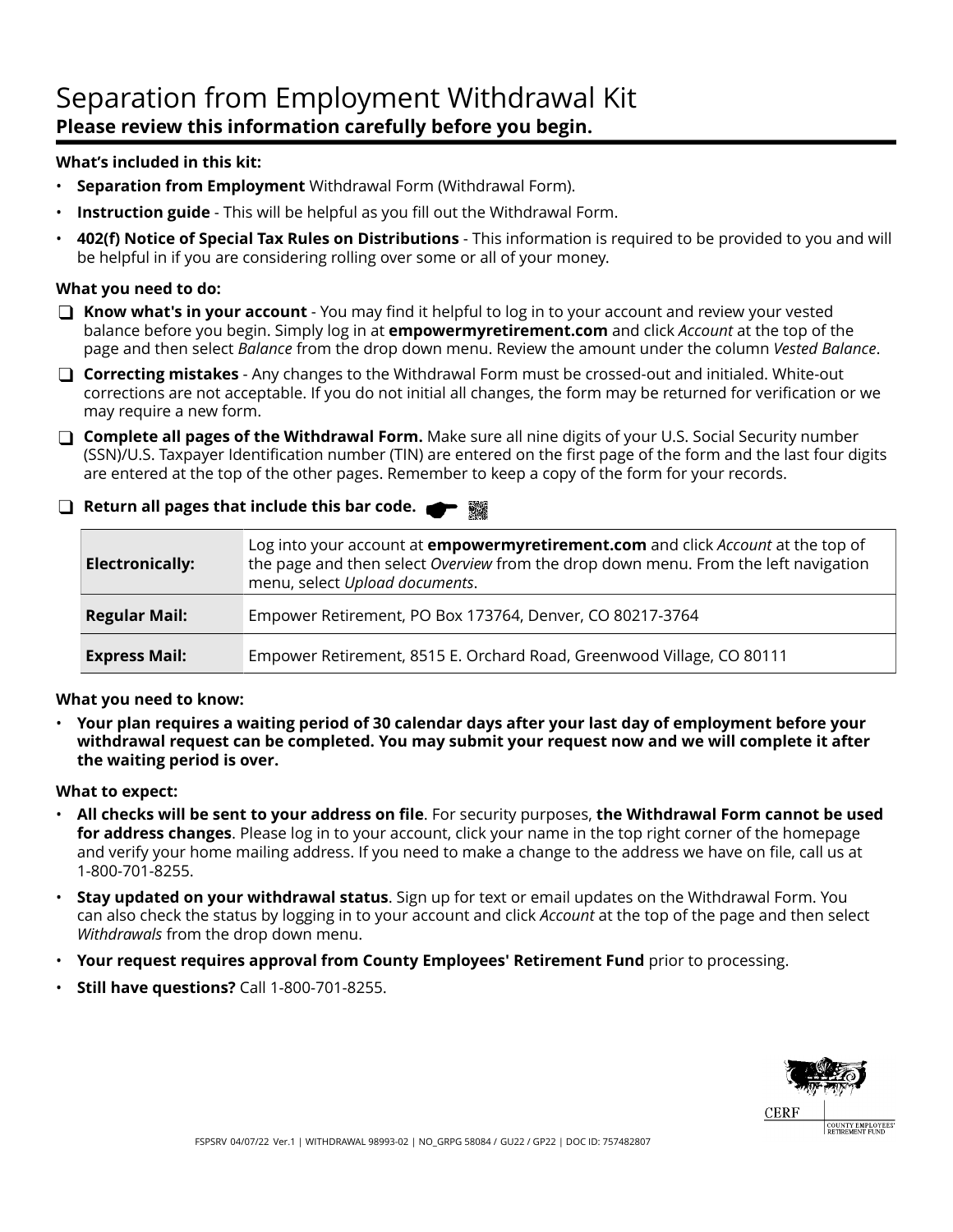# Separation from Employment Withdrawal Kit

**Please review this information carefully before you begin.**

**What's included in this kit:**

- **Separation from Employment** Withdrawal Form (Withdrawal Form).
- **Instruction guide** - This will be helpful as you fill out the Withdrawal Form.
- **402(f) Notice of Special Tax Rules on Distributions** - This information is required to be provided to you and will be helpful in if you are considering rolling over some or all of your money.

**What you need to do:**

- ❑ **Know what's in your account** - You may find it helpful to log in to your account and review your vested balance before you begin. Simply log in at **empowermyretirement.com** and click *Account* at the top of the page and then select *Balance* from the drop down menu. Review the amount under the column *Vested Balance*.
- ❑ **Correcting mistakes** - Any changes to the Withdrawal Form must be crossed-out and initialed. White-out corrections are not acceptable. If you do not initial all changes, the form may be returned for verification or we may require a new form.
- ❑ **Complete all pages of the Withdrawal Form.** Make sure all nine digits of your U.S. Social Security number (SSN)/U.S. Taxpayer Identification number (TIN) are entered on the first page of the form and the last four digits are entered at the top of the other pages. Remember to keep a copy of the form for your records.
- ❑ **Return all pages that include this bar code.**

| | |
|---|---|
| **Electronically:** | Log into your account at **empowermyretirement.com** and click *Account* at the top of the page and then select *Overview* from the drop down menu. From the left navigation menu, select *Upload documents*. |
| **Regular Mail:** | Empower Retirement, PO Box 173764, Denver, CO 80217-3764 |
| **Express Mail:** | Empower Retirement, 8515 E. Orchard Road, Greenwood Village, CO 80111 |

**What you need to know:**

- **Your plan requires a waiting period of 30 calendar days after your last day of employment before your withdrawal request can be completed. You may submit your request now and we will complete it after the waiting period is over.**

**What to expect:**

- **All checks will be sent to your address on file**. For security purposes, **the Withdrawal Form cannot be used for address changes**. Please log in to your account, click your name in the top right corner of the homepage and verify your home mailing address. If you need to make a change to the address we have on file, call us at 1-800-701-8255.
- **Stay updated on your withdrawal status**. Sign up for text or email updates on the Withdrawal Form. You can also check the status by logging in to your account and click *Account* at the top of the page and then select *Withdrawals* from the drop down menu.
- **Your request requires approval from County Employees' Retirement Fund** prior to processing.
- **Still have questions?** Call 1-800-701-8255.

CERF | COUNTY EMPLOYEES' RETIREMENT FUND

FSPSRV 04/07/22 Ver.1 | WITHDRAWAL 98993-02 | NO_GRPG 58084 / GU22 / GP22 | DOC ID: 757482807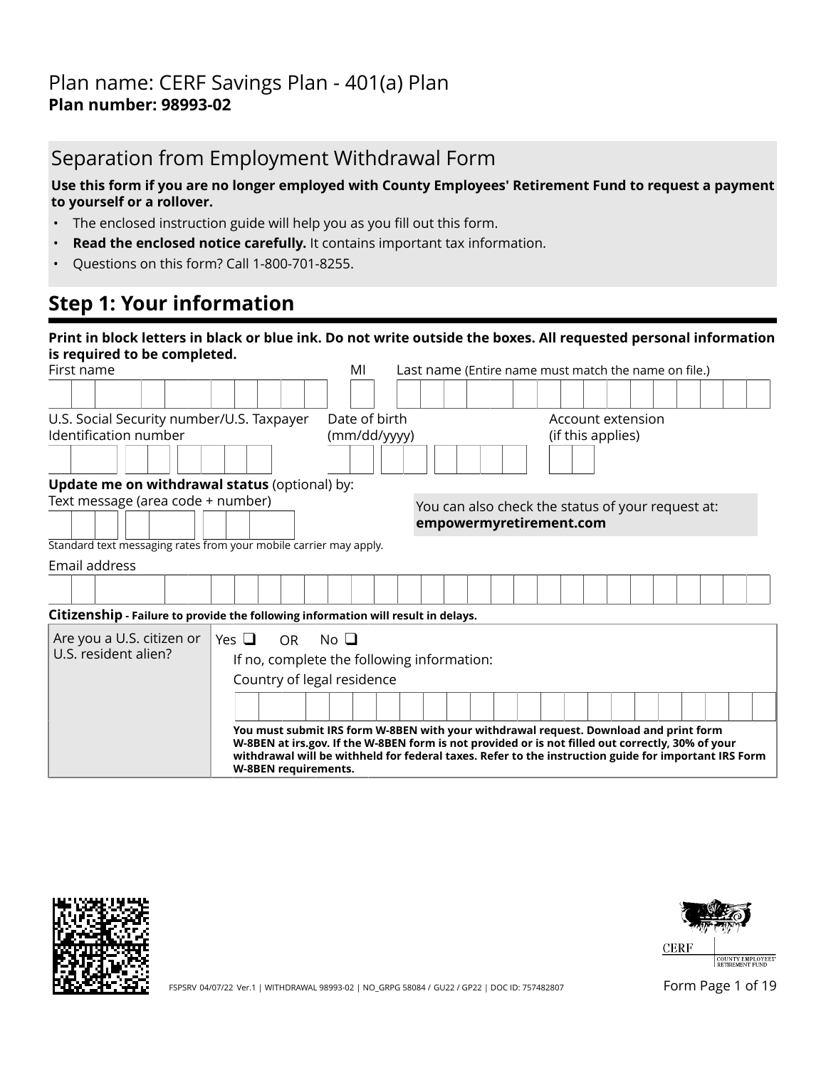Plan name: CERF Savings Plan - 401(a) Plan
**Plan number: 98993-02**

## Separation from Employment Withdrawal Form

**Use this form if you are no longer employed with County Employees' Retirement Fund to request a payment to yourself or a rollover.**

- The enclosed instruction guide will help you as you fill out this form.
- **Read the enclosed notice carefully.** It contains important tax information.
- Questions on this form? Call 1-800-701-8255.

## Step 1: Your information

**Print in block letters in black or blue ink. Do not write outside the boxes. All requested personal information is required to be completed.**

First name | MI | Last name (Entire name must match the name on file.)

U.S. Social Security number/U.S. Taxpayer Identification number | Date of birth (mm/dd/yyyy) | Account extension (if this applies)

**Update me on withdrawal status** (optional) by:

Text message (area code + number)

Standard text messaging rates from your mobile carrier may apply.

You can also check the status of your request at: **empowermyretirement.com**

Email address

**Citizenship - Failure to provide the following information will result in delays.**

| Are you a U.S. citizen or U.S. resident alien? | Yes ❑ OR No ❑<br>If no, complete the following information:<br>Country of legal residence<br>**You must submit IRS form W-8BEN with your withdrawal request. Download and print form W-8BEN at irs.gov. If the W-8BEN form is not provided or is not filled out correctly, 30% of your withdrawal will be withheld for federal taxes. Refer to the instruction guide for important IRS Form W-8BEN requirements.** |
|---|---|

FSPSRV 04/07/22 Ver.1 | WITHDRAWAL 98993-02 | NO_GRPG 58084 / GU22 / GP22 | DOC ID: 757482807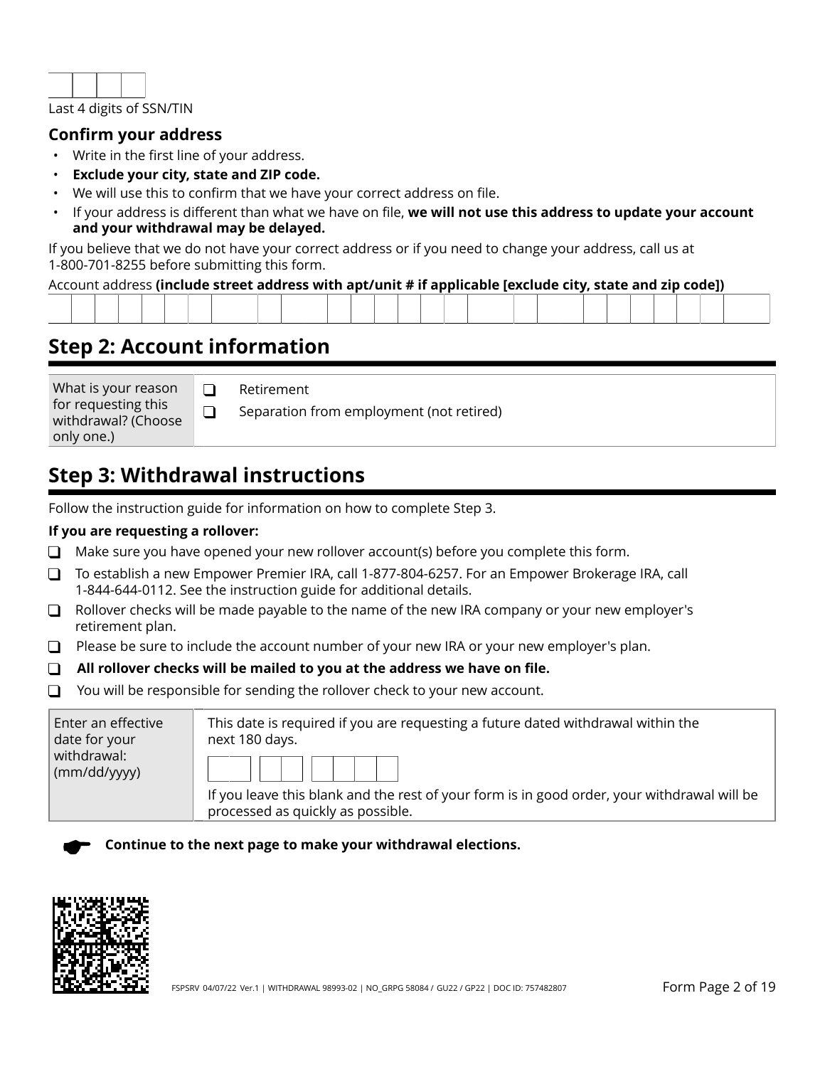Last 4 digits of SSN/TIN

### Confirm your address

- Write in the first line of your address.
- **Exclude your city, state and ZIP code.**
- We will use this to confirm that we have your correct address on file.
- If your address is different than what we have on file, **we will not use this address to update your account and your withdrawal may be delayed.**

If you believe that we do not have your correct address or if you need to change your address, call us at 1-800-701-8255 before submitting this form.

Account address **(include street address with apt/unit # if applicable [exclude city, state and zip code])**

## Step 2: Account information

| What is your reason for requesting this withdrawal? (Choose only one.) | ☐ Retirement<br>☐ Separation from employment (not retired) |
|---|---|

## Step 3: Withdrawal instructions

Follow the instruction guide for information on how to complete Step 3.

**If you are requesting a rollover:**

- ☐ Make sure you have opened your new rollover account(s) before you complete this form.
- ☐ To establish a new Empower Premier IRA, call 1-877-804-6257. For an Empower Brokerage IRA, call 1-844-644-0112. See the instruction guide for additional details.
- ☐ Rollover checks will be made payable to the name of the new IRA company or your new employer's retirement plan.
- ☐ Please be sure to include the account number of your new IRA or your new employer's plan.
- ☐ **All rollover checks will be mailed to you at the address we have on file.**
- ☐ You will be responsible for sending the rollover check to your new account.

| Enter an effective date for your withdrawal: (mm/dd/yyyy) | This date is required if you are requesting a future dated withdrawal within the next 180 days.<br><br>If you leave this blank and the rest of your form is in good order, your withdrawal will be processed as quickly as possible. |
|---|---|

**Continue to the next page to make your withdrawal elections.**

FSPSRV 04/07/22 Ver.1 | WITHDRAWAL 98993-02 | NO_GRPG 58084 / GU22 / GP22 | DOC ID: 757482807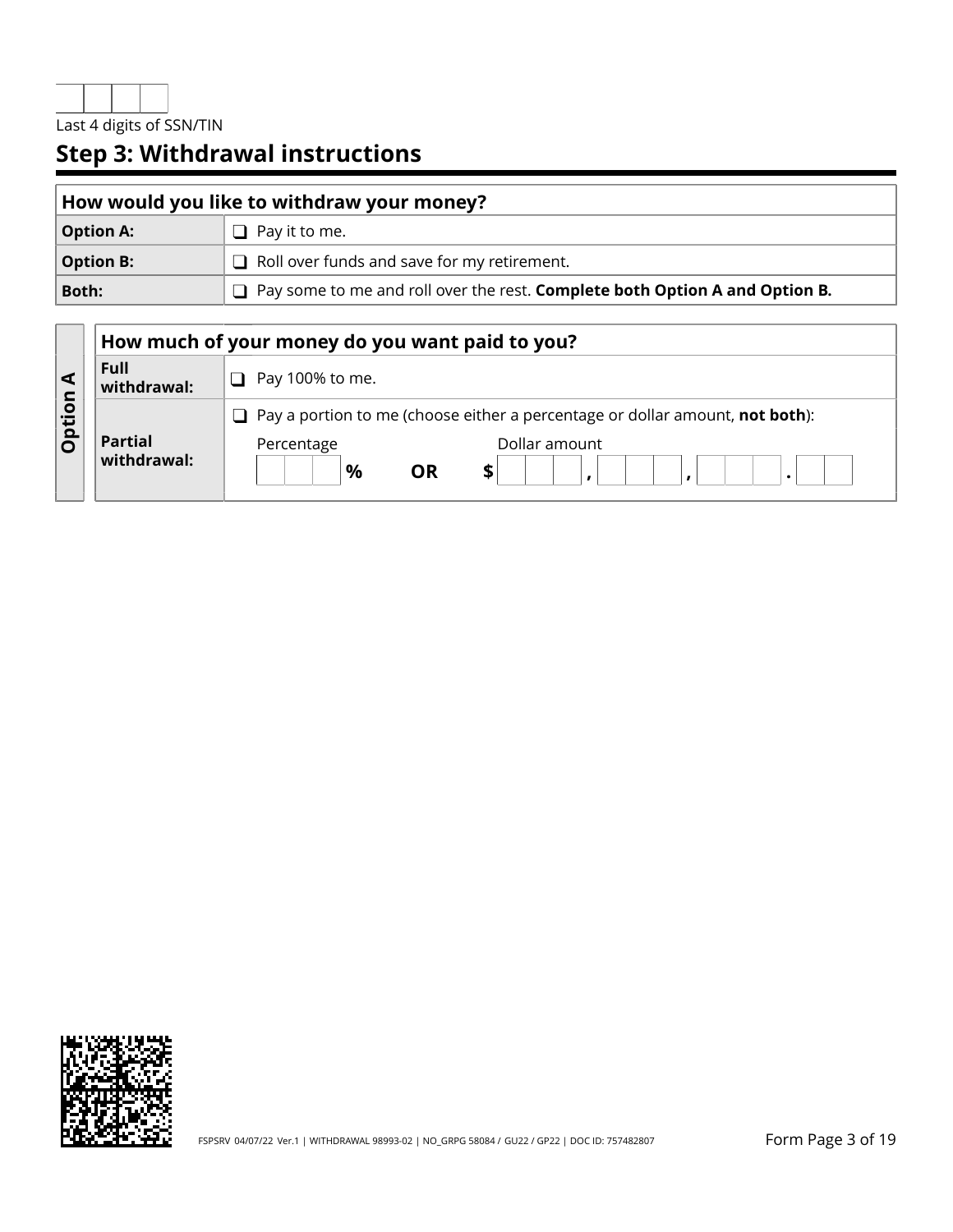Last 4 digits of SSN/TIN

## Step 3: Withdrawal instructions

| How would you like to withdraw your money? | |
|---|---|
| **Option A:** | ❑ Pay it to me. |
| **Option B:** | ❑ Roll over funds and save for my retirement. |
| **Both:** | ❑ Pay some to me and roll over the rest. **Complete both Option A and Option B.** |

**Option A**

| How much of your money do you want paid to you? | |
|---|---|
| **Full withdrawal:** | ❑ Pay 100% to me. |
| **Partial withdrawal:** | ❑ Pay a portion to me (choose either a percentage or dollar amount, **not both**): Percentage ___ % **OR** Dollar amount $ ___ , ___ , ___ . ___ |

FSPSRV 04/07/22 Ver.1 | WITHDRAWAL 98993-02 | NO_GRPG 58084 / GU22 / GP22 | DOC ID: 757482807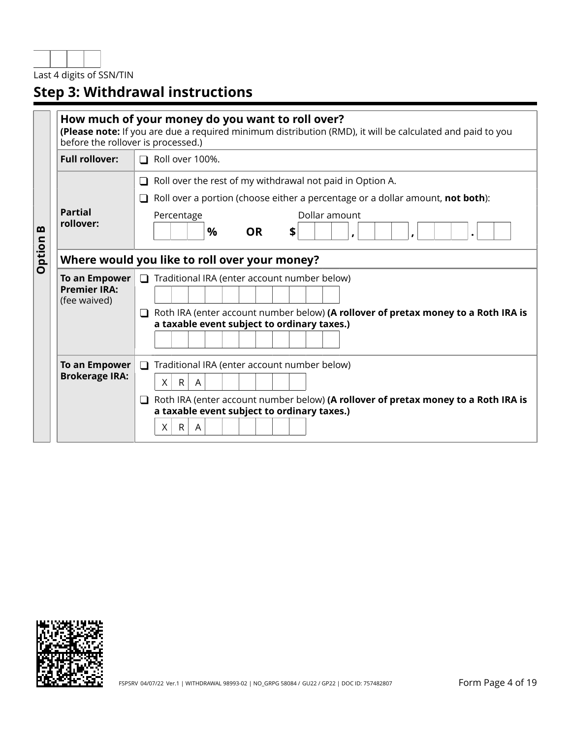Last 4 digits of SSN/TIN

## Step 3: Withdrawal instructions

**Option B**

**How much of your money do you want to roll over?**
**(Please note:** If you are due a required minimum distribution (RMD), it will be calculated and paid to you before the rollover is processed.)

| | |
|---|---|
| **Full rollover:** | ❑ Roll over 100%. |
| **Partial rollover:** | ❑ Roll over the rest of my withdrawal not paid in Option A.<br>❑ Roll over a portion (choose either a percentage or a dollar amount, **not both**):<br>Percentage ___ **%** **OR** Dollar amount **$** ___ **,** ___ **,** ___ **.** ___ |

**Where would you like to roll over your money?**

| | |
|---|---|
| **To an Empower Premier IRA:** (fee waived) | ❑ Traditional IRA (enter account number below)<br>____________<br>❑ Roth IRA (enter account number below) **(A rollover of pretax money to a Roth IRA is a taxable event subject to ordinary taxes.)**<br>____________ |
| **To an Empower Brokerage IRA:** | ❑ Traditional IRA (enter account number below)<br>X R A ______<br>❑ Roth IRA (enter account number below) **(A rollover of pretax money to a Roth IRA is a taxable event subject to ordinary taxes.)**<br>X R A ______ |

FSPSRV 04/07/22 Ver.1 | WITHDRAWAL 98993-02 | NO_GRPG 58084 / GU22 / GP22 | DOC ID: 757482807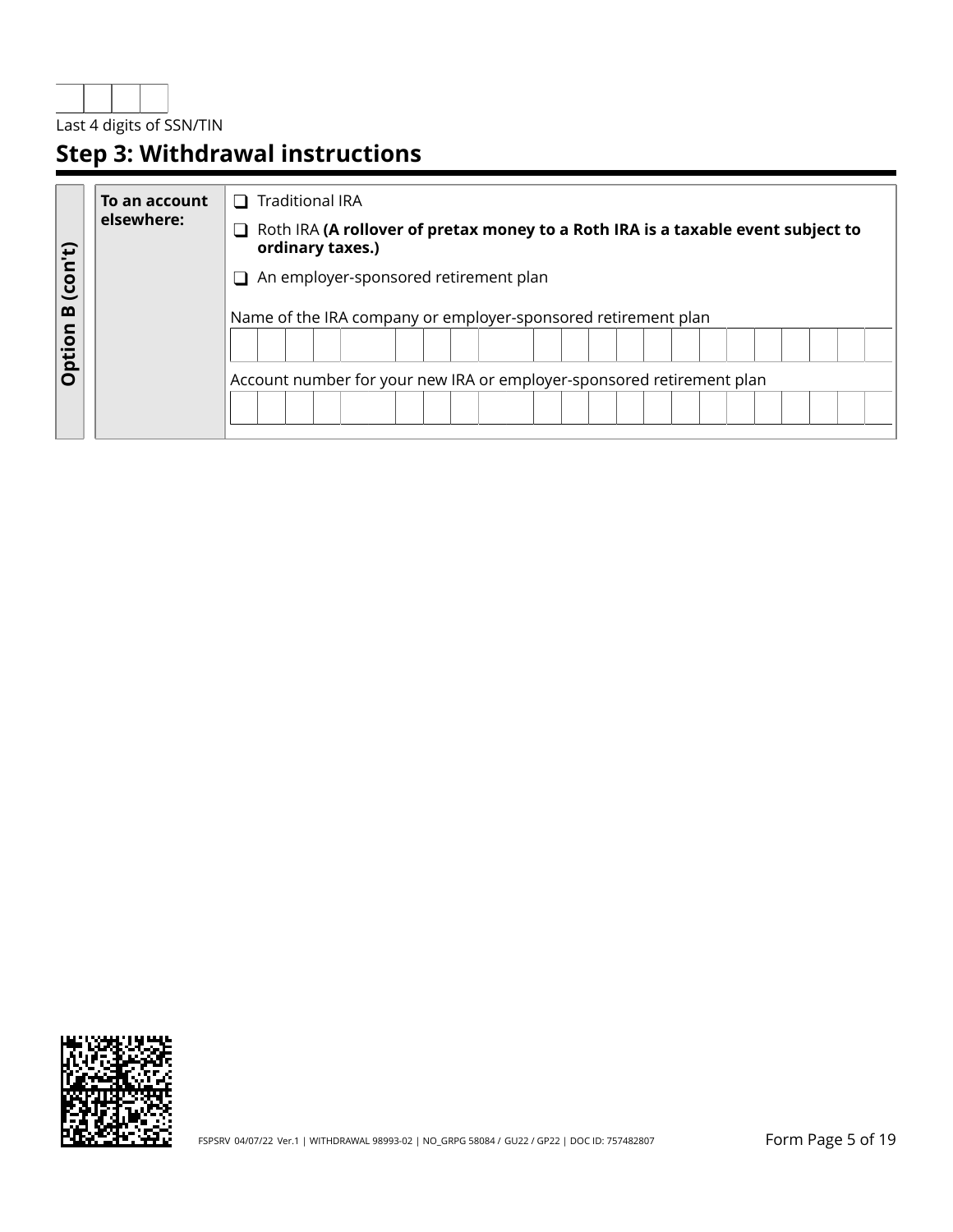| | | | |
|---|---|---|---|

Last 4 digits of SSN/TIN

## Step 3: Withdrawal instructions

**Option B (con't)**

| **To an account elsewhere:** | ❑ Traditional IRA<br>❑ Roth IRA **(A rollover of pretax money to a Roth IRA is a taxable event subject to ordinary taxes.)**<br>❑ An employer-sponsored retirement plan<br><br>Name of the IRA company or employer-sponsored retirement plan<br>\_\_\_\_\_\_\_\_\_\_\_\_\_\_\_\_\_\_\_\_\_\_\_\_\_\_\_\_\_\_<br><br>Account number for your new IRA or employer-sponsored retirement plan<br>\_\_\_\_\_\_\_\_\_\_\_\_\_\_\_\_\_\_\_\_\_\_\_\_\_\_\_\_\_\_ |
|---|---|

FSPSRV 04/07/22 Ver.1 | WITHDRAWAL 98993-02 | NO_GRPG 58084 / GU22 / GP22 | DOC ID: 757482807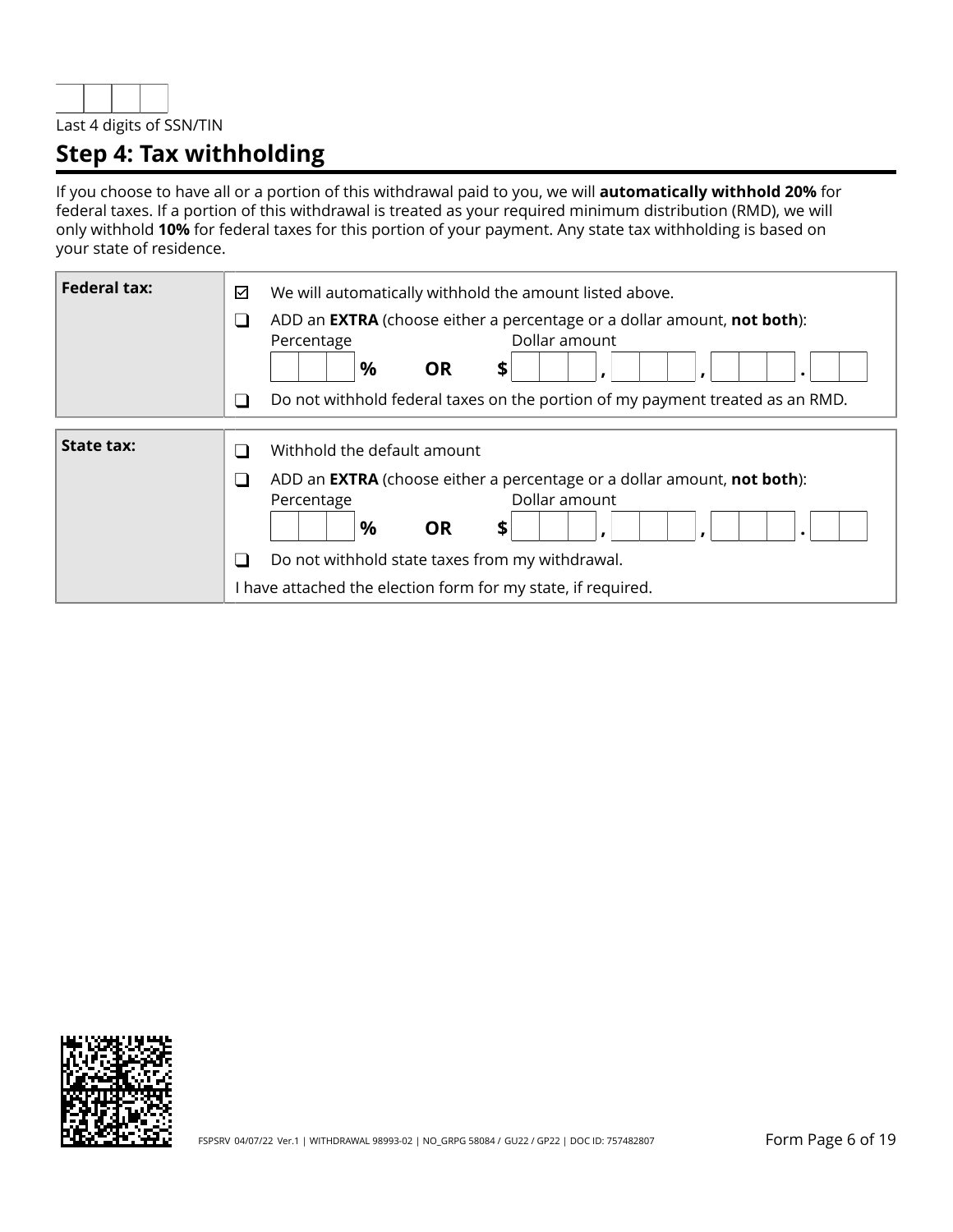Last 4 digits of SSN/TIN

## Step 4: Tax withholding

If you choose to have all or a portion of this withdrawal paid to you, we will **automatically withhold 20%** for federal taxes. If a portion of this withdrawal is treated as your required minimum distribution (RMD), we will only withhold **10%** for federal taxes for this portion of your payment. Any state tax withholding is based on your state of residence.

| | |
|---|---|
| **Federal tax:** | ☑ We will automatically withhold the amount listed above.<br>☐ ADD an **EXTRA** (choose either a percentage or a dollar amount, **not both**):<br>Percentage ___ % **OR** Dollar amount $ ___ , ___ , ___ . __<br>☐ Do not withhold federal taxes on the portion of my payment treated as an RMD. |
| **State tax:** | ☐ Withhold the default amount<br>☐ ADD an **EXTRA** (choose either a percentage or a dollar amount, **not both**):<br>Percentage ___ % **OR** Dollar amount $ ___ , ___ , ___ . __<br>☐ Do not withhold state taxes from my withdrawal.<br>I have attached the election form for my state, if required. |

FSPSRV 04/07/22 Ver.1 | WITHDRAWAL 98993-02 | NO_GRPG 58084 / GU22 / GP22 | DOC ID: 757482807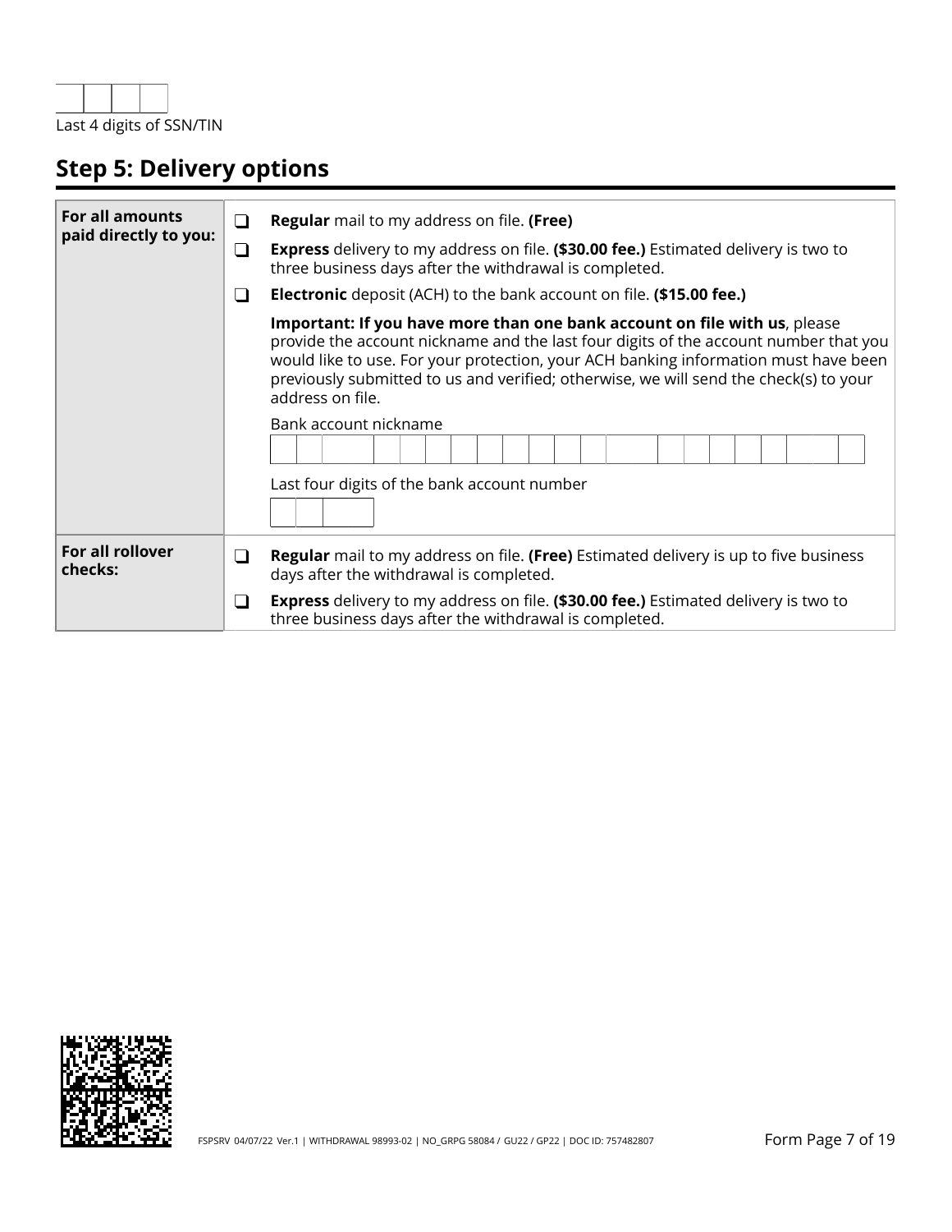| | | | |
|---|---|---|---|

Last 4 digits of SSN/TIN

## Step 5: Delivery options

| | |
|---|---|
| **For all amounts paid directly to you:** | ❑ **Regular** mail to my address on file. **(Free)**<br>❑ **Express** delivery to my address on file. **($30.00 fee.)** Estimated delivery is two to three business days after the withdrawal is completed.<br>❑ **Electronic** deposit (ACH) to the bank account on file. **($15.00 fee.)**<br>**Important: If you have more than one bank account on file with us**, please provide the account nickname and the last four digits of the account number that you would like to use. For your protection, your ACH banking information must have been previously submitted to us and verified; otherwise, we will send the check(s) to your address on file.<br>Bank account nickname<br>\_\_\_\_\_\_\_\_\_\_\_\_\_\_\_\_\_\_\_\_<br>Last four digits of the bank account number<br>\_\_\_\_ |
| **For all rollover checks:** | ❑ **Regular** mail to my address on file. **(Free)** Estimated delivery is up to five business days after the withdrawal is completed.<br>❑ **Express** delivery to my address on file. **($30.00 fee.)** Estimated delivery is two to three business days after the withdrawal is completed. |

FSPSRV 04/07/22 Ver.1 | WITHDRAWAL 98993-02 | NO_GRPG 58084 / GU22 / GP22 | DOC ID: 757482807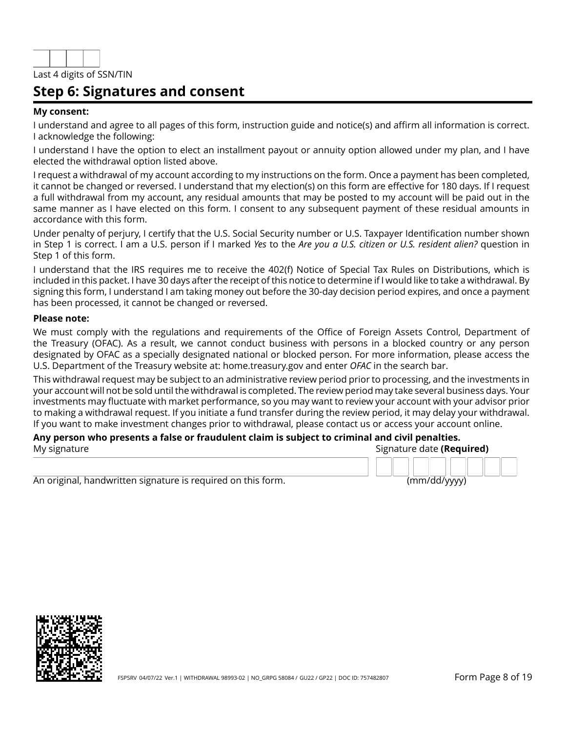Last 4 digits of SSN/TIN

## Step 6: Signatures and consent

**My consent:**

I understand and agree to all pages of this form, instruction guide and notice(s) and affirm all information is correct. I acknowledge the following:

I understand I have the option to elect an installment payout or annuity option allowed under my plan, and I have elected the withdrawal option listed above.

I request a withdrawal of my account according to my instructions on the form. Once a payment has been completed, it cannot be changed or reversed. I understand that my election(s) on this form are effective for 180 days. If I request a full withdrawal from my account, any residual amounts that may be posted to my account will be paid out in the same manner as I have elected on this form. I consent to any subsequent payment of these residual amounts in accordance with this form.

Under penalty of perjury, I certify that the U.S. Social Security number or U.S. Taxpayer Identification number shown in Step 1 is correct. I am a U.S. person if I marked *Yes* to the *Are you a U.S. citizen or U.S. resident alien?* question in Step 1 of this form.

I understand that the IRS requires me to receive the 402(f) Notice of Special Tax Rules on Distributions, which is included in this packet. I have 30 days after the receipt of this notice to determine if I would like to take a withdrawal. By signing this form, I understand I am taking money out before the 30-day decision period expires, and once a payment has been processed, it cannot be changed or reversed.

**Please note:**

We must comply with the regulations and requirements of the Office of Foreign Assets Control, Department of the Treasury (OFAC). As a result, we cannot conduct business with persons in a blocked country or any person designated by OFAC as a specially designated national or blocked person. For more information, please access the U.S. Department of the Treasury website at: home.treasury.gov and enter *OFAC* in the search bar.

This withdrawal request may be subject to an administrative review period prior to processing, and the investments in your account will not be sold until the withdrawal is completed. The review period may take several business days. Your investments may fluctuate with market performance, so you may want to review your account with your advisor prior to making a withdrawal request. If you initiate a fund transfer during the review period, it may delay your withdrawal. If you want to make investment changes prior to withdrawal, please contact us or access your account online.

**Any person who presents a false or fraudulent claim is subject to criminal and civil penalties.**

My signature

An original, handwritten signature is required on this form.

Signature date **(Required)**

(mm/dd/yyyy)

FSPSRV 04/07/22 Ver.1 | WITHDRAWAL 98993-02 | NO_GRPG 58084 / GU22 / GP22 | DOC ID: 757482807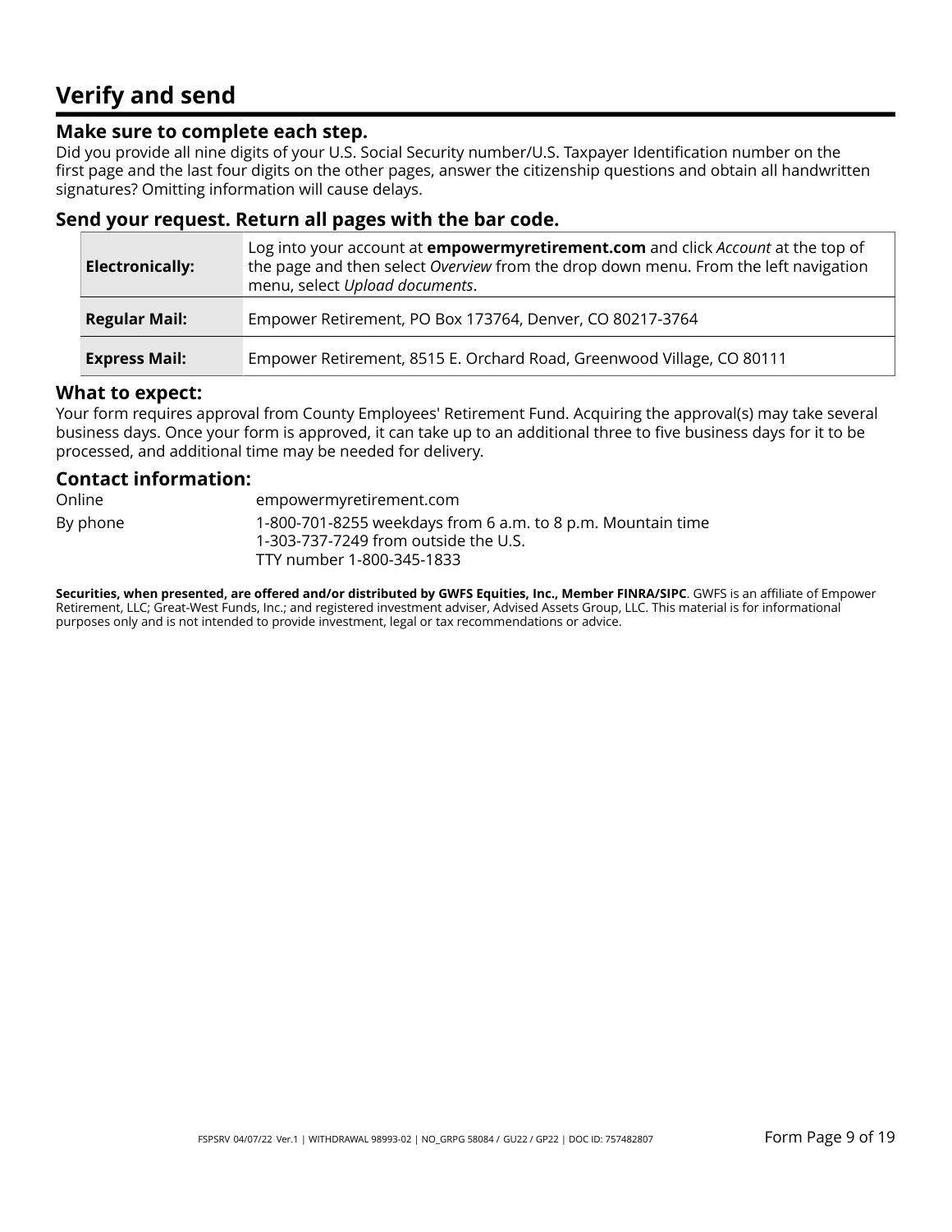# Verify and send

### Make sure to complete each step.

Did you provide all nine digits of your U.S. Social Security number/U.S. Taxpayer Identification number on the first page and the last four digits on the other pages, answer the citizenship questions and obtain all handwritten signatures? Omitting information will cause delays.

### Send your request. Return all pages with the bar code.

| | |
|---|---|
| **Electronically:** | Log into your account at **empowermyretirement.com** and click *Account* at the top of the page and then select *Overview* from the drop down menu. From the left navigation menu, select *Upload documents*. |
| **Regular Mail:** | Empower Retirement, PO Box 173764, Denver, CO 80217-3764 |
| **Express Mail:** | Empower Retirement, 8515 E. Orchard Road, Greenwood Village, CO 80111 |

### What to expect:

Your form requires approval from County Employees' Retirement Fund. Acquiring the approval(s) may take several business days. Once your form is approved, it can take up to an additional three to five business days for it to be processed, and additional time may be needed for delivery.

### Contact information:

| | |
|---|---|
| Online | empowermyretirement.com |
| By phone | 1-800-701-8255 weekdays from 6 a.m. to 8 p.m. Mountain time<br>1-303-737-7249 from outside the U.S.<br>TTY number 1-800-345-1833 |

**Securities, when presented, are offered and/or distributed by GWFS Equities, Inc., Member FINRA/SIPC**. GWFS is an affiliate of Empower Retirement, LLC; Great-West Funds, Inc.; and registered investment adviser, Advised Assets Group, LLC. This material is for informational purposes only and is not intended to provide investment, legal or tax recommendations or advice.

FSPSRV 04/07/22 Ver.1 | WITHDRAWAL 98993-02 | NO_GRPG 58084 / GU22 / GP22 | DOC ID: 757482807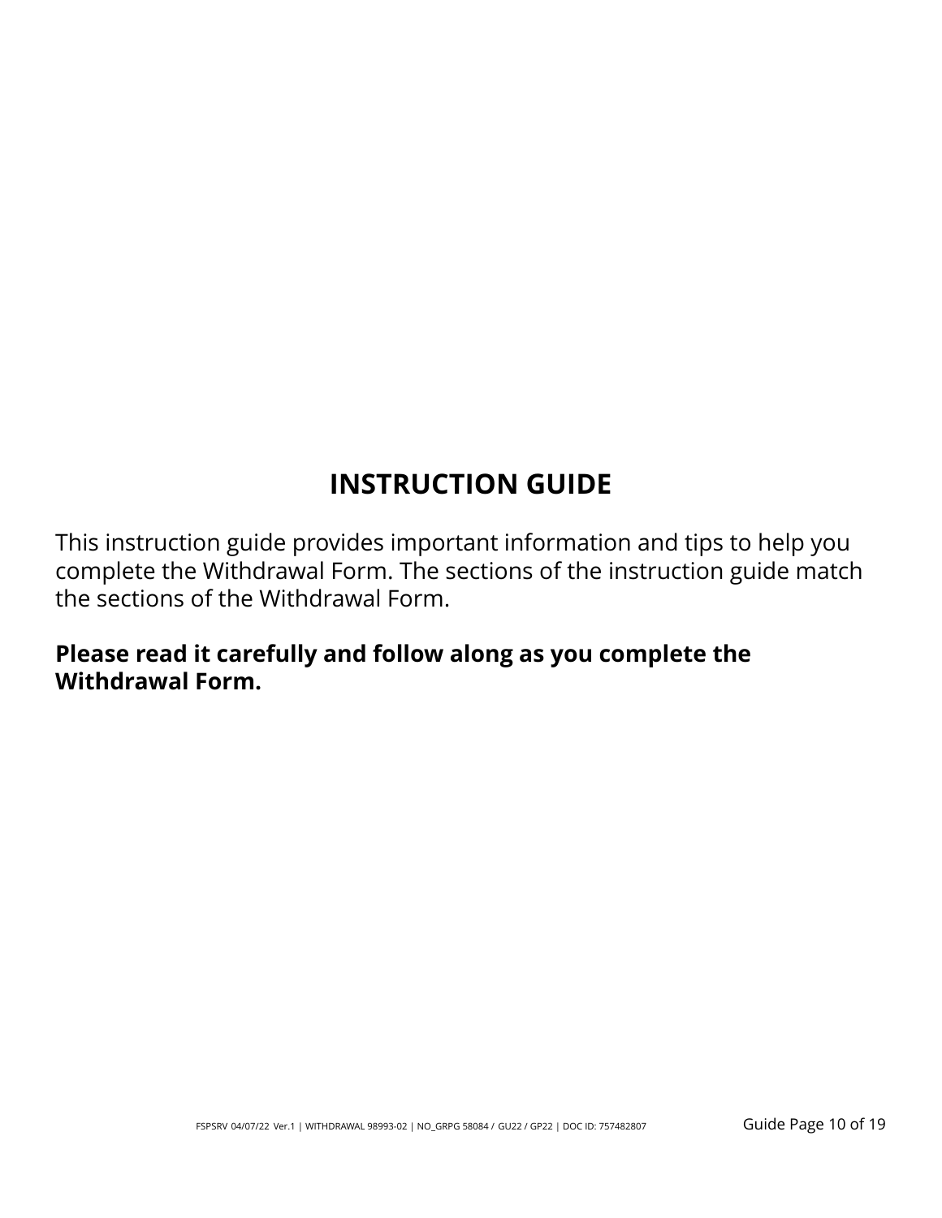# INSTRUCTION GUIDE

This instruction guide provides important information and tips to help you complete the Withdrawal Form. The sections of the instruction guide match the sections of the Withdrawal Form.

**Please read it carefully and follow along as you complete the Withdrawal Form.**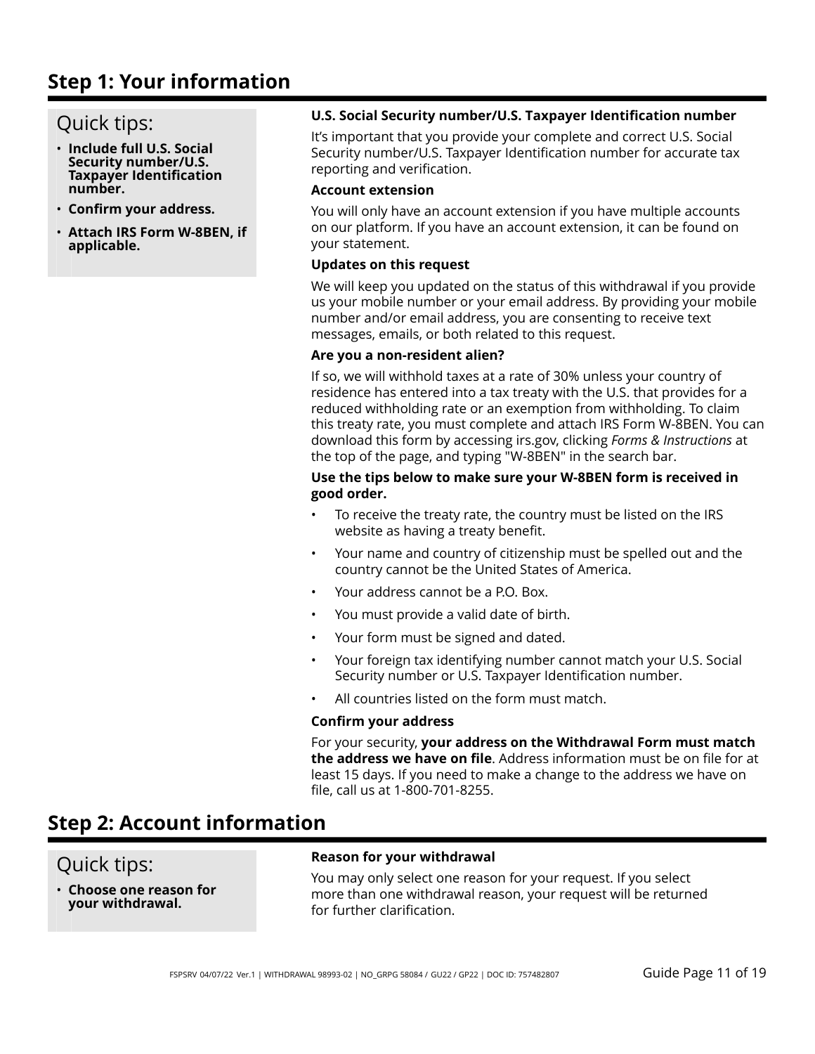## Step 1: Your information

### Quick tips:

- **Include full U.S. Social Security number/U.S. Taxpayer Identification number.**
- **Confirm your address.**
- **Attach IRS Form W-8BEN, if applicable.**

**U.S. Social Security number/U.S. Taxpayer Identification number**

It's important that you provide your complete and correct U.S. Social Security number/U.S. Taxpayer Identification number for accurate tax reporting and verification.

**Account extension**

You will only have an account extension if you have multiple accounts on our platform. If you have an account extension, it can be found on your statement.

**Updates on this request**

We will keep you updated on the status of this withdrawal if you provide us your mobile number or your email address. By providing your mobile number and/or email address, you are consenting to receive text messages, emails, or both related to this request.

**Are you a non-resident alien?**

If so, we will withhold taxes at a rate of 30% unless your country of residence has entered into a tax treaty with the U.S. that provides for a reduced withholding rate or an exemption from withholding. To claim this treaty rate, you must complete and attach IRS Form W-8BEN. You can download this form by accessing irs.gov, clicking *Forms & Instructions* at the top of the page, and typing "W-8BEN" in the search bar.

**Use the tips below to make sure your W-8BEN form is received in good order.**

- To receive the treaty rate, the country must be listed on the IRS website as having a treaty benefit.
- Your name and country of citizenship must be spelled out and the country cannot be the United States of America.
- Your address cannot be a P.O. Box.
- You must provide a valid date of birth.
- Your form must be signed and dated.
- Your foreign tax identifying number cannot match your U.S. Social Security number or U.S. Taxpayer Identification number.
- All countries listed on the form must match.

**Confirm your address**

For your security, **your address on the Withdrawal Form must match the address we have on file**. Address information must be on file for at least 15 days. If you need to make a change to the address we have on file, call us at 1-800-701-8255.

## Step 2: Account information

### Quick tips:

- **Choose one reason for your withdrawal.**

**Reason for your withdrawal**

You may only select one reason for your request. If you select more than one withdrawal reason, your request will be returned for further clarification.

FSPSRV 04/07/22 Ver.1 | WITHDRAWAL 98993-02 | NO_GRPG 58084 / GU22 / GP22 | DOC ID: 757482807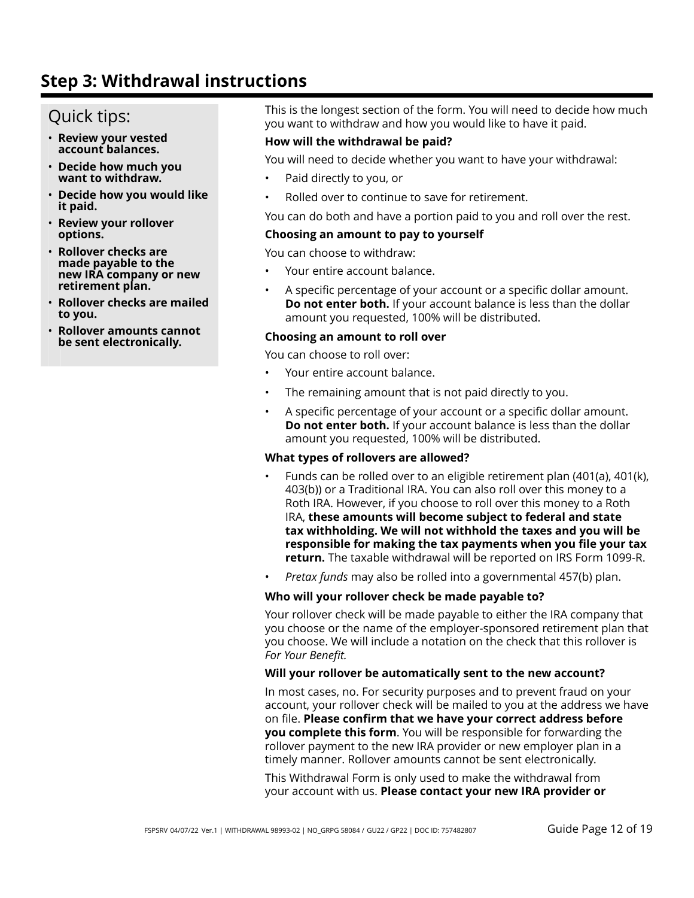## Step 3: Withdrawal instructions

Quick tips:

- **Review your vested account balances.**
- **Decide how much you want to withdraw.**
- **Decide how you would like it paid.**
- **Review your rollover options.**
- **Rollover checks are made payable to the new IRA company or new retirement plan.**
- **Rollover checks are mailed to you.**
- **Rollover amounts cannot be sent electronically.**

This is the longest section of the form. You will need to decide how much you want to withdraw and how you would like to have it paid.

**How will the withdrawal be paid?**

You will need to decide whether you want to have your withdrawal:

- Paid directly to you, or
- Rolled over to continue to save for retirement.

You can do both and have a portion paid to you and roll over the rest.

**Choosing an amount to pay to yourself**

You can choose to withdraw:

- Your entire account balance.
- A specific percentage of your account or a specific dollar amount. **Do not enter both.** If your account balance is less than the dollar amount you requested, 100% will be distributed.

**Choosing an amount to roll over**

You can choose to roll over:

- Your entire account balance.
- The remaining amount that is not paid directly to you.
- A specific percentage of your account or a specific dollar amount. **Do not enter both.** If your account balance is less than the dollar amount you requested, 100% will be distributed.

**What types of rollovers are allowed?**

- Funds can be rolled over to an eligible retirement plan (401(a), 401(k), 403(b)) or a Traditional IRA. You can also roll over this money to a Roth IRA. However, if you choose to roll over this money to a Roth IRA, **these amounts will become subject to federal and state tax withholding. We will not withhold the taxes and you will be responsible for making the tax payments when you file your tax return.** The taxable withdrawal will be reported on IRS Form 1099-R.
- *Pretax funds* may also be rolled into a governmental 457(b) plan.

**Who will your rollover check be made payable to?**

Your rollover check will be made payable to either the IRA company that you choose or the name of the employer-sponsored retirement plan that you choose. We will include a notation on the check that this rollover is *For Your Benefit.*

**Will your rollover be automatically sent to the new account?**

In most cases, no. For security purposes and to prevent fraud on your account, your rollover check will be mailed to you at the address we have on file. **Please confirm that we have your correct address before you complete this form**. You will be responsible for forwarding the rollover payment to the new IRA provider or new employer plan in a timely manner. Rollover amounts cannot be sent electronically.

This Withdrawal Form is only used to make the withdrawal from your account with us. **Please contact your new IRA provider or**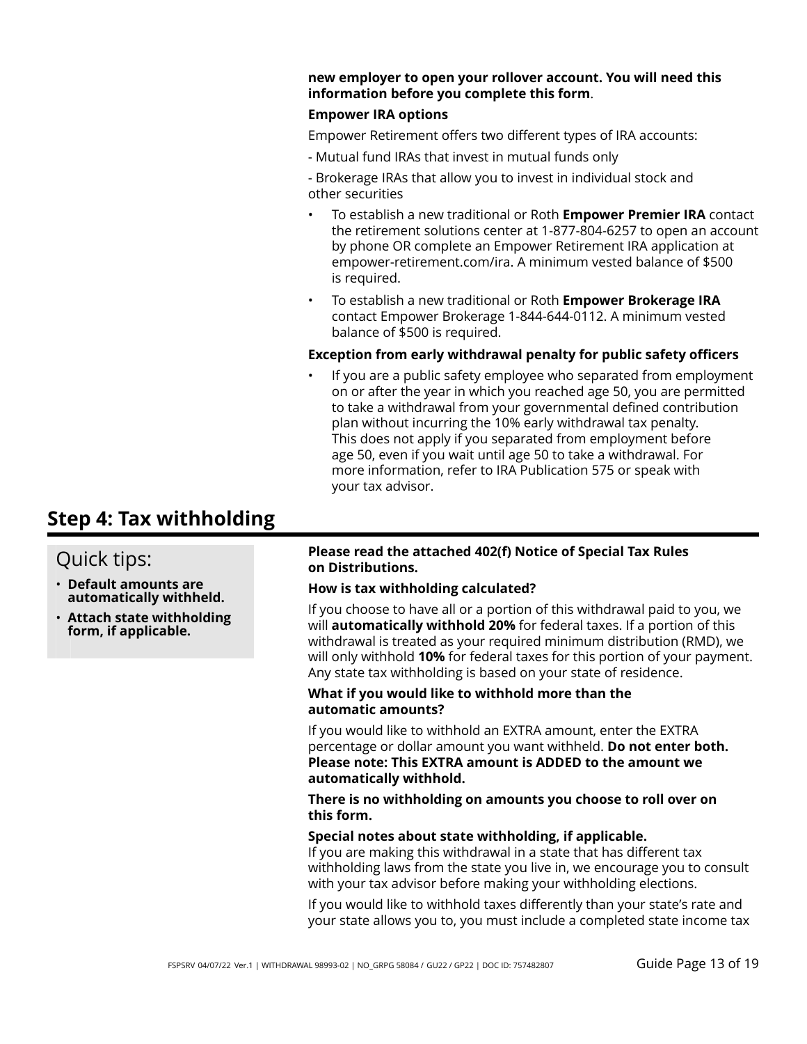**new employer to open your rollover account. You will need this information before you complete this form**.

**Empower IRA options**

Empower Retirement offers two different types of IRA accounts:

- Mutual fund IRAs that invest in mutual funds only

- Brokerage IRAs that allow you to invest in individual stock and other securities

- To establish a new traditional or Roth **Empower Premier IRA** contact the retirement solutions center at 1-877-804-6257 to open an account by phone OR complete an Empower Retirement IRA application at empower-retirement.com/ira. A minimum vested balance of $500 is required.
- To establish a new traditional or Roth **Empower Brokerage IRA** contact Empower Brokerage 1-844-644-0112. A minimum vested balance of $500 is required.

**Exception from early withdrawal penalty for public safety officers**

- If you are a public safety employee who separated from employment on or after the year in which you reached age 50, you are permitted to take a withdrawal from your governmental defined contribution plan without incurring the 10% early withdrawal tax penalty. This does not apply if you separated from employment before age 50, even if you wait until age 50 to take a withdrawal. For more information, refer to IRA Publication 575 or speak with your tax advisor.

## Step 4: Tax withholding

Quick tips:

- **Default amounts are automatically withheld.**
- **Attach state withholding form, if applicable.**

**Please read the attached 402(f) Notice of Special Tax Rules on Distributions.**

**How is tax withholding calculated?**

If you choose to have all or a portion of this withdrawal paid to you, we will **automatically withhold 20%** for federal taxes. If a portion of this withdrawal is treated as your required minimum distribution (RMD), we will only withhold **10%** for federal taxes for this portion of your payment. Any state tax withholding is based on your state of residence.

**What if you would like to withhold more than the automatic amounts?**

If you would like to withhold an EXTRA amount, enter the EXTRA percentage or dollar amount you want withheld. **Do not enter both. Please note: This EXTRA amount is ADDED to the amount we automatically withhold.**

**There is no withholding on amounts you choose to roll over on this form.**

**Special notes about state withholding, if applicable.**
If you are making this withdrawal in a state that has different tax withholding laws from the state you live in, we encourage you to consult with your tax advisor before making your withholding elections.

If you would like to withhold taxes differently than your state's rate and your state allows you to, you must include a completed state income tax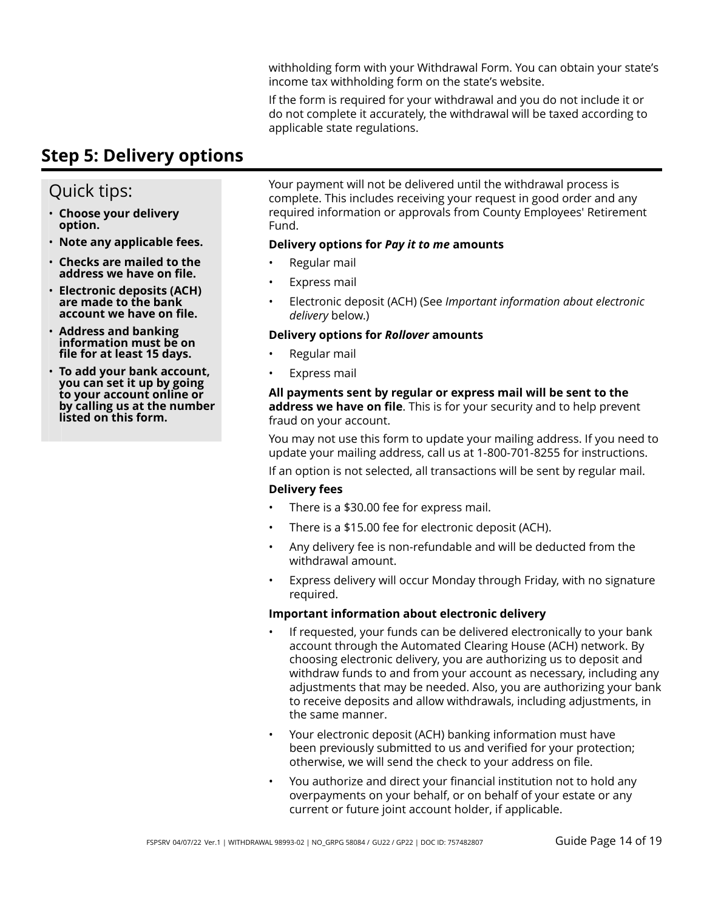withholding form with your Withdrawal Form. You can obtain your state's income tax withholding form on the state's website.

If the form is required for your withdrawal and you do not include it or do not complete it accurately, the withdrawal will be taxed according to applicable state regulations.

## Step 5: Delivery options

### Quick tips:

- **Choose your delivery option.**
- **Note any applicable fees.**
- **Checks are mailed to the address we have on file.**
- **Electronic deposits (ACH) are made to the bank account we have on file.**
- **Address and banking information must be on file for at least 15 days.**
- **To add your bank account, you can set it up by going to your account online or by calling us at the number listed on this form.**

Your payment will not be delivered until the withdrawal process is complete. This includes receiving your request in good order and any required information or approvals from County Employees' Retirement Fund.

**Delivery options for *Pay it to me* amounts**

- Regular mail
- Express mail
- Electronic deposit (ACH) (See *Important information about electronic delivery* below.)

**Delivery options for *Rollover* amounts**

- Regular mail
- Express mail

**All payments sent by regular or express mail will be sent to the address we have on file**. This is for your security and to help prevent fraud on your account.

You may not use this form to update your mailing address. If you need to update your mailing address, call us at 1-800-701-8255 for instructions.

If an option is not selected, all transactions will be sent by regular mail.

**Delivery fees**

- There is a $30.00 fee for express mail.
- There is a $15.00 fee for electronic deposit (ACH).
- Any delivery fee is non-refundable and will be deducted from the withdrawal amount.
- Express delivery will occur Monday through Friday, with no signature required.

**Important information about electronic delivery**

- If requested, your funds can be delivered electronically to your bank account through the Automated Clearing House (ACH) network. By choosing electronic delivery, you are authorizing us to deposit and withdraw funds to and from your account as necessary, including any adjustments that may be needed. Also, you are authorizing your bank to receive deposits and allow withdrawals, including adjustments, in the same manner.
- Your electronic deposit (ACH) banking information must have been previously submitted to us and verified for your protection; otherwise, we will send the check to your address on file.
- You authorize and direct your financial institution not to hold any overpayments on your behalf, or on behalf of your estate or any current or future joint account holder, if applicable.

FSPSRV 04/07/22 Ver.1 | WITHDRAWAL 98993-02 | NO_GRPG 58084 / GU22 / GP22 | DOC ID: 757482807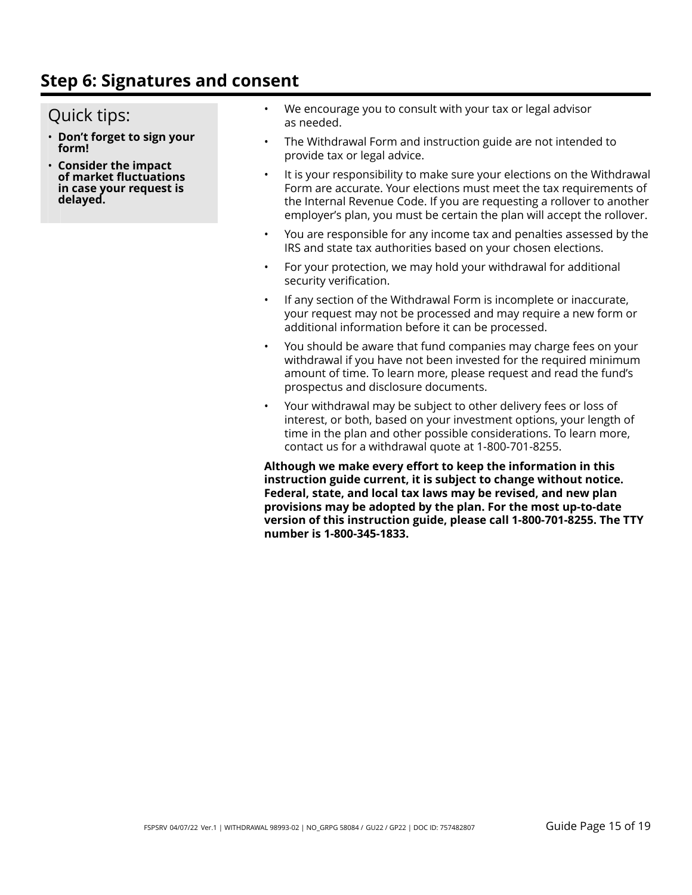## Step 6: Signatures and consent

Quick tips:

- **Don't forget to sign your form!**
- **Consider the impact of market fluctuations in case your request is delayed.**

- We encourage you to consult with your tax or legal advisor as needed.
- The Withdrawal Form and instruction guide are not intended to provide tax or legal advice.
- It is your responsibility to make sure your elections on the Withdrawal Form are accurate. Your elections must meet the tax requirements of the Internal Revenue Code. If you are requesting a rollover to another employer's plan, you must be certain the plan will accept the rollover.
- You are responsible for any income tax and penalties assessed by the IRS and state tax authorities based on your chosen elections.
- For your protection, we may hold your withdrawal for additional security verification.
- If any section of the Withdrawal Form is incomplete or inaccurate, your request may not be processed and may require a new form or additional information before it can be processed.
- You should be aware that fund companies may charge fees on your withdrawal if you have not been invested for the required minimum amount of time. To learn more, please request and read the fund's prospectus and disclosure documents.
- Your withdrawal may be subject to other delivery fees or loss of interest, or both, based on your investment options, your length of time in the plan and other possible considerations. To learn more, contact us for a withdrawal quote at 1-800-701-8255.

**Although we make every effort to keep the information in this instruction guide current, it is subject to change without notice. Federal, state, and local tax laws may be revised, and new plan provisions may be adopted by the plan. For the most up-to-date version of this instruction guide, please call 1-800-701-8255. The TTY number is 1-800-345-1833.**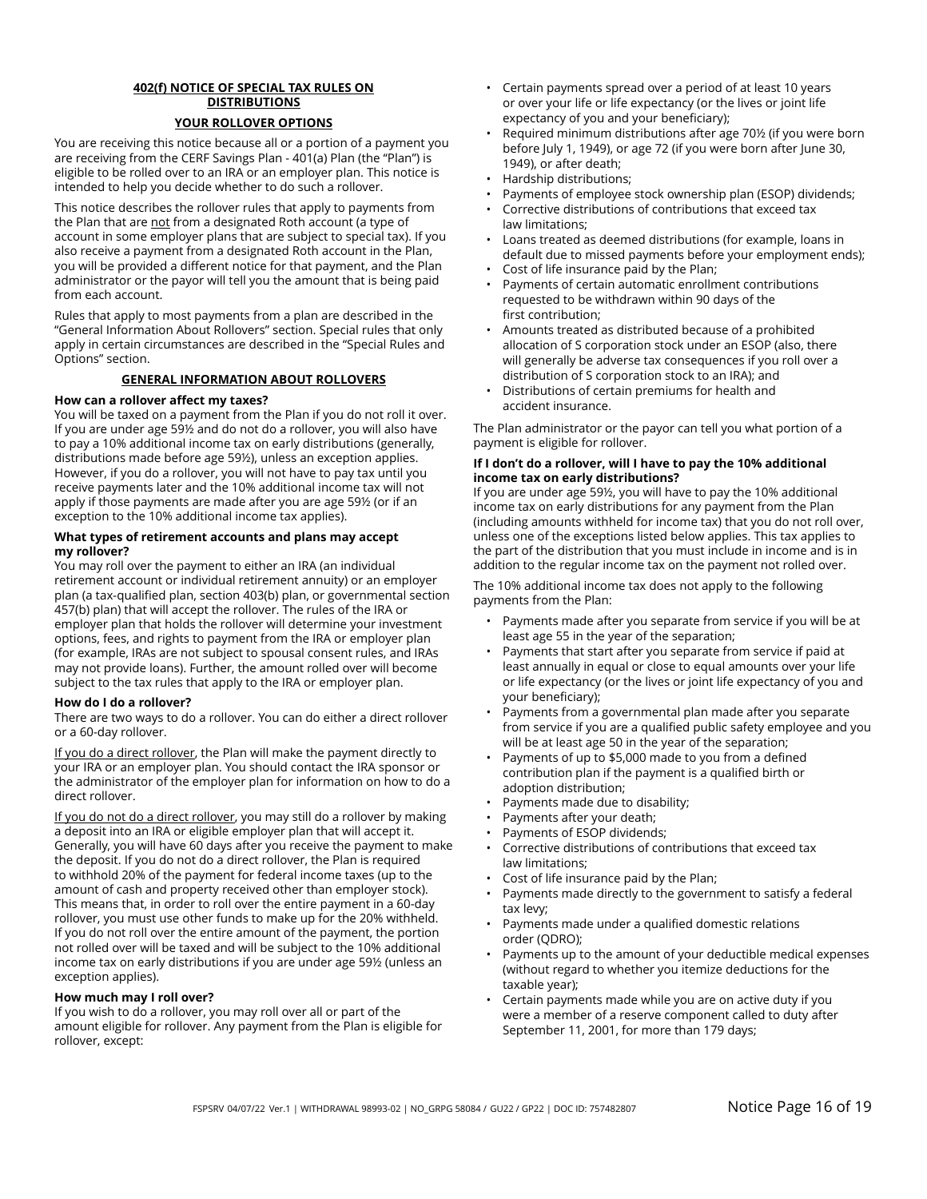## 402(f) NOTICE OF SPECIAL TAX RULES ON DISTRIBUTIONS

### YOUR ROLLOVER OPTIONS

You are receiving this notice because all or a portion of a payment you are receiving from the CERF Savings Plan - 401(a) Plan (the "Plan") is eligible to be rolled over to an IRA or an employer plan. This notice is intended to help you decide whether to do such a rollover.

This notice describes the rollover rules that apply to payments from the Plan that are not from a designated Roth account (a type of account in some employer plans that are subject to special tax). If you also receive a payment from a designated Roth account in the Plan, you will be provided a different notice for that payment, and the Plan administrator or the payor will tell you the amount that is being paid from each account.

Rules that apply to most payments from a plan are described in the "General Information About Rollovers" section. Special rules that only apply in certain circumstances are described in the "Special Rules and Options" section.

### GENERAL INFORMATION ABOUT ROLLOVERS

**How can a rollover affect my taxes?**

You will be taxed on a payment from the Plan if you do not roll it over. If you are under age 59½ and do not do a rollover, you will also have to pay a 10% additional income tax on early distributions (generally, distributions made before age 59½), unless an exception applies. However, if you do a rollover, you will not have to pay tax until you receive payments later and the 10% additional income tax will not apply if those payments are made after you are age 59½ (or if an exception to the 10% additional income tax applies).

**What types of retirement accounts and plans may accept my rollover?**

You may roll over the payment to either an IRA (an individual retirement account or individual retirement annuity) or an employer plan (a tax-qualified plan, section 403(b) plan, or governmental section 457(b) plan) that will accept the rollover. The rules of the IRA or employer plan that holds the rollover will determine your investment options, fees, and rights to payment from the IRA or employer plan (for example, IRAs are not subject to spousal consent rules, and IRAs may not provide loans). Further, the amount rolled over will become subject to the tax rules that apply to the IRA or employer plan.

**How do I do a rollover?**

There are two ways to do a rollover. You can do either a direct rollover or a 60-day rollover.

If you do a direct rollover, the Plan will make the payment directly to your IRA or an employer plan. You should contact the IRA sponsor or the administrator of the employer plan for information on how to do a direct rollover.

If you do not do a direct rollover, you may still do a rollover by making a deposit into an IRA or eligible employer plan that will accept it. Generally, you will have 60 days after you receive the payment to make the deposit. If you do not do a direct rollover, the Plan is required to withhold 20% of the payment for federal income taxes (up to the amount of cash and property received other than employer stock). This means that, in order to roll over the entire payment in a 60-day rollover, you must use other funds to make up for the 20% withheld. If you do not roll over the entire amount of the payment, the portion not rolled over will be taxed and will be subject to the 10% additional income tax on early distributions if you are under age 59½ (unless an exception applies).

**How much may I roll over?**

If you wish to do a rollover, you may roll over all or part of the amount eligible for rollover. Any payment from the Plan is eligible for rollover, except:

- Certain payments spread over a period of at least 10 years or over your life or life expectancy (or the lives or joint life expectancy of you and your beneficiary);
- Required minimum distributions after age 70½ (if you were born before July 1, 1949), or age 72 (if you were born after June 30, 1949), or after death;
- Hardship distributions;
- Payments of employee stock ownership plan (ESOP) dividends;
- Corrective distributions of contributions that exceed tax law limitations;
- Loans treated as deemed distributions (for example, loans in default due to missed payments before your employment ends);
- Cost of life insurance paid by the Plan;
- Payments of certain automatic enrollment contributions requested to be withdrawn within 90 days of the first contribution;
- Amounts treated as distributed because of a prohibited allocation of S corporation stock under an ESOP (also, there will generally be adverse tax consequences if you roll over a distribution of S corporation stock to an IRA); and
- Distributions of certain premiums for health and accident insurance.

The Plan administrator or the payor can tell you what portion of a payment is eligible for rollover.

**If I don't do a rollover, will I have to pay the 10% additional income tax on early distributions?**

If you are under age 59½, you will have to pay the 10% additional income tax on early distributions for any payment from the Plan (including amounts withheld for income tax) that you do not roll over, unless one of the exceptions listed below applies. This tax applies to the part of the distribution that you must include in income and is in addition to the regular income tax on the payment not rolled over.

The 10% additional income tax does not apply to the following payments from the Plan:

- Payments made after you separate from service if you will be at least age 55 in the year of the separation;
- Payments that start after you separate from service if paid at least annually in equal or close to equal amounts over your life or life expectancy (or the lives or joint life expectancy of you and your beneficiary);
- Payments from a governmental plan made after you separate from service if you are a qualified public safety employee and you will be at least age 50 in the year of the separation;
- Payments of up to $5,000 made to you from a defined contribution plan if the payment is a qualified birth or adoption distribution;
- Payments made due to disability;
- Payments after your death;
- Payments of ESOP dividends;
- Corrective distributions of contributions that exceed tax law limitations;
- Cost of life insurance paid by the Plan;
- Payments made directly to the government to satisfy a federal tax levy;
- Payments made under a qualified domestic relations order (QDRO);
- Payments up to the amount of your deductible medical expenses (without regard to whether you itemize deductions for the taxable year);
- Certain payments made while you are on active duty if you were a member of a reserve component called to duty after September 11, 2001, for more than 179 days;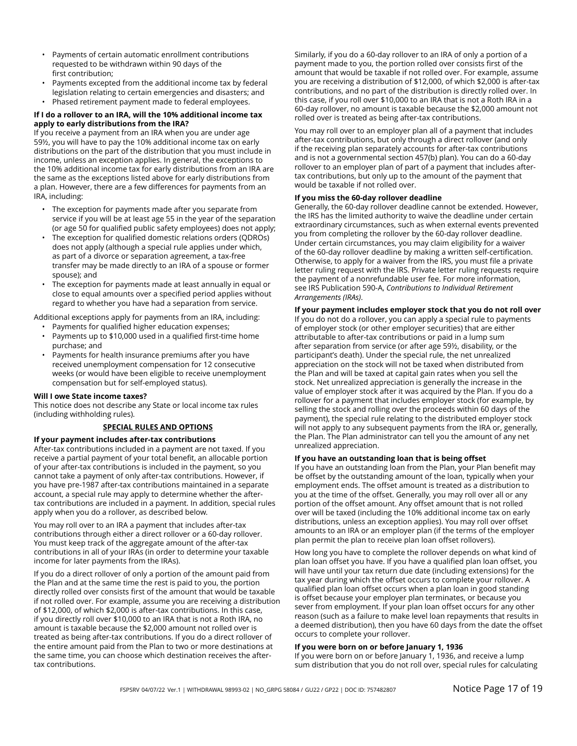- Payments of certain automatic enrollment contributions requested to be withdrawn within 90 days of the first contribution;
- Payments excepted from the additional income tax by federal legislation relating to certain emergencies and disasters; and
- Phased retirement payment made to federal employees.

**If I do a rollover to an IRA, will the 10% additional income tax apply to early distributions from the IRA?**

If you receive a payment from an IRA when you are under age 59½, you will have to pay the 10% additional income tax on early distributions on the part of the distribution that you must include in income, unless an exception applies. In general, the exceptions to the 10% additional income tax for early distributions from an IRA are the same as the exceptions listed above for early distributions from a plan. However, there are a few differences for payments from an IRA, including:

- The exception for payments made after you separate from service if you will be at least age 55 in the year of the separation (or age 50 for qualified public safety employees) does not apply;
- The exception for qualified domestic relations orders (QDROs) does not apply (although a special rule applies under which, as part of a divorce or separation agreement, a tax-free transfer may be made directly to an IRA of a spouse or former spouse); and
- The exception for payments made at least annually in equal or close to equal amounts over a specified period applies without regard to whether you have had a separation from service.

Additional exceptions apply for payments from an IRA, including:

- Payments for qualified higher education expenses;
- Payments up to $10,000 used in a qualified first-time home purchase; and
- Payments for health insurance premiums after you have received unemployment compensation for 12 consecutive weeks (or would have been eligible to receive unemployment compensation but for self-employed status).

**Will I owe State income taxes?**

This notice does not describe any State or local income tax rules (including withholding rules).

## SPECIAL RULES AND OPTIONS

**If your payment includes after-tax contributions**

After-tax contributions included in a payment are not taxed. If you receive a partial payment of your total benefit, an allocable portion of your after-tax contributions is included in the payment, so you cannot take a payment of only after-tax contributions. However, if you have pre-1987 after-tax contributions maintained in a separate account, a special rule may apply to determine whether the after-tax contributions are included in a payment. In addition, special rules apply when you do a rollover, as described below.

You may roll over to an IRA a payment that includes after-tax contributions through either a direct rollover or a 60-day rollover. You must keep track of the aggregate amount of the after-tax contributions in all of your IRAs (in order to determine your taxable income for later payments from the IRAs).

If you do a direct rollover of only a portion of the amount paid from the Plan and at the same time the rest is paid to you, the portion directly rolled over consists first of the amount that would be taxable if not rolled over. For example, assume you are receiving a distribution of $12,000, of which $2,000 is after-tax contributions. In this case, if you directly roll over $10,000 to an IRA that is not a Roth IRA, no amount is taxable because the $2,000 amount not rolled over is treated as being after-tax contributions. If you do a direct rollover of the entire amount paid from the Plan to two or more destinations at the same time, you can choose which destination receives the after-tax contributions.

Similarly, if you do a 60-day rollover to an IRA of only a portion of a payment made to you, the portion rolled over consists first of the amount that would be taxable if not rolled over. For example, assume you are receiving a distribution of $12,000, of which $2,000 is after-tax contributions, and no part of the distribution is directly rolled over. In this case, if you roll over $10,000 to an IRA that is not a Roth IRA in a 60-day rollover, no amount is taxable because the $2,000 amount not rolled over is treated as being after-tax contributions.

You may roll over to an employer plan all of a payment that includes after-tax contributions, but only through a direct rollover (and only if the receiving plan separately accounts for after-tax contributions and is not a governmental section 457(b) plan). You can do a 60-day rollover to an employer plan of part of a payment that includes after-tax contributions, but only up to the amount of the payment that would be taxable if not rolled over.

**If you miss the 60-day rollover deadline**

Generally, the 60-day rollover deadline cannot be extended. However, the IRS has the limited authority to waive the deadline under certain extraordinary circumstances, such as when external events prevented you from completing the rollover by the 60-day rollover deadline. Under certain circumstances, you may claim eligibility for a waiver of the 60-day rollover deadline by making a written self-certification. Otherwise, to apply for a waiver from the IRS, you must file a private letter ruling request with the IRS. Private letter ruling requests require the payment of a nonrefundable user fee. For more information, see IRS Publication 590-A, *Contributions to Individual Retirement Arrangements (IRAs)*.

**If your payment includes employer stock that you do not roll over**

If you do not do a rollover, you can apply a special rule to payments of employer stock (or other employer securities) that are either attributable to after-tax contributions or paid in a lump sum after separation from service (or after age 59½, disability, or the participant's death). Under the special rule, the net unrealized appreciation on the stock will not be taxed when distributed from the Plan and will be taxed at capital gain rates when you sell the stock. Net unrealized appreciation is generally the increase in the value of employer stock after it was acquired by the Plan. If you do a rollover for a payment that includes employer stock (for example, by selling the stock and rolling over the proceeds within 60 days of the payment), the special rule relating to the distributed employer stock will not apply to any subsequent payments from the IRA or, generally, the Plan. The Plan administrator can tell you the amount of any net unrealized appreciation.

**If you have an outstanding loan that is being offset**

If you have an outstanding loan from the Plan, your Plan benefit may be offset by the outstanding amount of the loan, typically when your employment ends. The offset amount is treated as a distribution to you at the time of the offset. Generally, you may roll over all or any portion of the offset amount. Any offset amount that is not rolled over will be taxed (including the 10% additional income tax on early distributions, unless an exception applies). You may roll over offset amounts to an IRA or an employer plan (if the terms of the employer plan permit the plan to receive plan loan offset rollovers).

How long you have to complete the rollover depends on what kind of plan loan offset you have. If you have a qualified plan loan offset, you will have until your tax return due date (including extensions) for the tax year during which the offset occurs to complete your rollover. A qualified plan loan offset occurs when a plan loan in good standing is offset because your employer plan terminates, or because you sever from employment. If your plan loan offset occurs for any other reason (such as a failure to make level loan repayments that results in a deemed distribution), then you have 60 days from the date the offset occurs to complete your rollover.

**If you were born on or before January 1, 1936**

If you were born on or before January 1, 1936, and receive a lump sum distribution that you do not roll over, special rules for calculating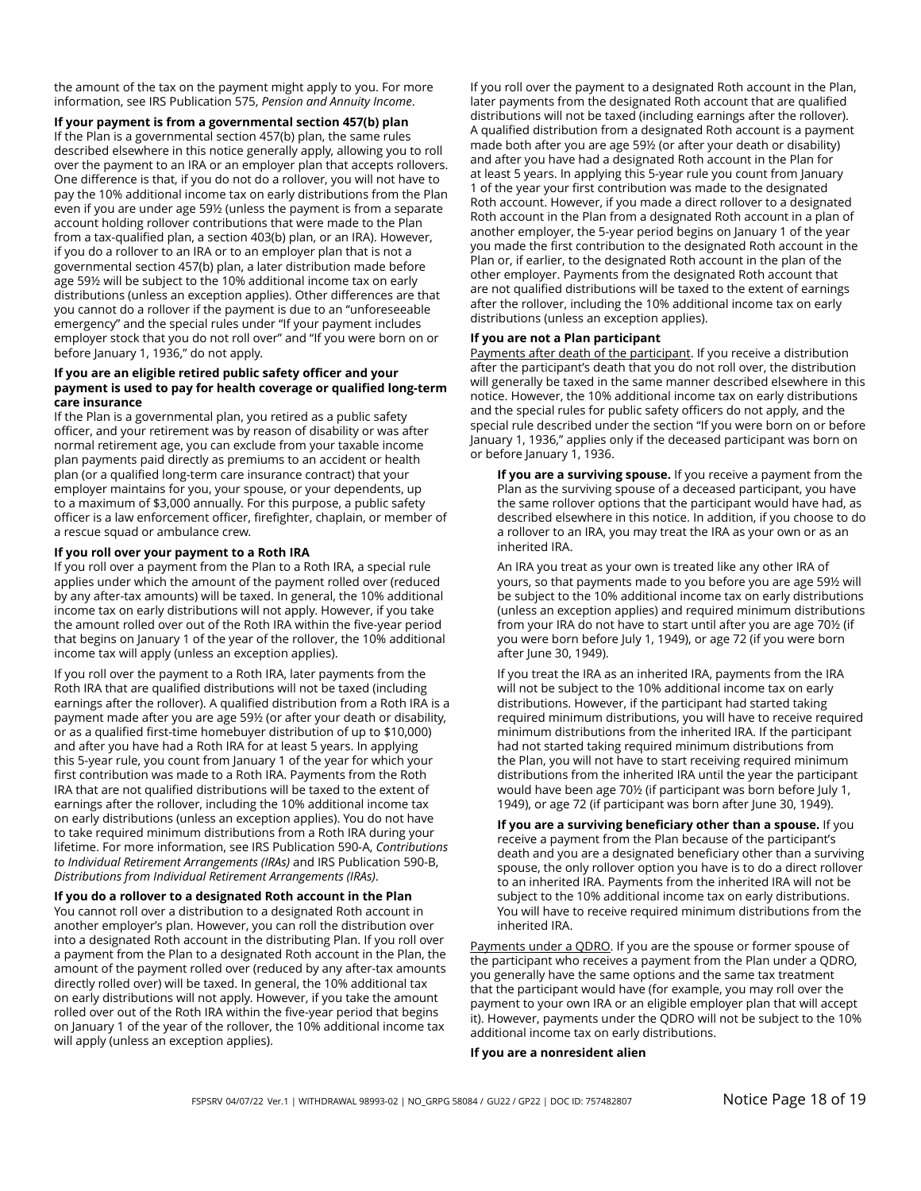the amount of the tax on the payment might apply to you. For more information, see IRS Publication 575, *Pension and Annuity Income*.

**If your payment is from a governmental section 457(b) plan**

If the Plan is a governmental section 457(b) plan, the same rules described elsewhere in this notice generally apply, allowing you to roll over the payment to an IRA or an employer plan that accepts rollovers. One difference is that, if you do not do a rollover, you will not have to pay the 10% additional income tax on early distributions from the Plan even if you are under age 59½ (unless the payment is from a separate account holding rollover contributions that were made to the Plan from a tax-qualified plan, a section 403(b) plan, or an IRA). However, if you do a rollover to an IRA or to an employer plan that is not a governmental section 457(b) plan, a later distribution made before age 59½ will be subject to the 10% additional income tax on early distributions (unless an exception applies). Other differences are that you cannot do a rollover if the payment is due to an "unforeseeable emergency" and the special rules under "If your payment includes employer stock that you do not roll over" and "If you were born on or before January 1, 1936," do not apply.

**If you are an eligible retired public safety officer and your payment is used to pay for health coverage or qualified long-term care insurance**

If the Plan is a governmental plan, you retired as a public safety officer, and your retirement was by reason of disability or was after normal retirement age, you can exclude from your taxable income plan payments paid directly as premiums to an accident or health plan (or a qualified long-term care insurance contract) that your employer maintains for you, your spouse, or your dependents, up to a maximum of $3,000 annually. For this purpose, a public safety officer is a law enforcement officer, firefighter, chaplain, or member of a rescue squad or ambulance crew.

**If you roll over your payment to a Roth IRA**

If you roll over a payment from the Plan to a Roth IRA, a special rule applies under which the amount of the payment rolled over (reduced by any after-tax amounts) will be taxed. In general, the 10% additional income tax on early distributions will not apply. However, if you take the amount rolled over out of the Roth IRA within the five-year period that begins on January 1 of the year of the rollover, the 10% additional income tax will apply (unless an exception applies).

If you roll over the payment to a Roth IRA, later payments from the Roth IRA that are qualified distributions will not be taxed (including earnings after the rollover). A qualified distribution from a Roth IRA is a payment made after you are age 59½ (or after your death or disability, or as a qualified first-time homebuyer distribution of up to $10,000) and after you have had a Roth IRA for at least 5 years. In applying this 5-year rule, you count from January 1 of the year for which your first contribution was made to a Roth IRA. Payments from the Roth IRA that are not qualified distributions will be taxed to the extent of earnings after the rollover, including the 10% additional income tax on early distributions (unless an exception applies). You do not have to take required minimum distributions from a Roth IRA during your lifetime. For more information, see IRS Publication 590-A, *Contributions to Individual Retirement Arrangements (IRAs)* and IRS Publication 590-B, *Distributions from Individual Retirement Arrangements (IRAs)*.

**If you do a rollover to a designated Roth account in the Plan**

You cannot roll over a distribution to a designated Roth account in another employer's plan. However, you can roll the distribution over into a designated Roth account in the distributing Plan. If you roll over a payment from the Plan to a designated Roth account in the Plan, the amount of the payment rolled over (reduced by any after-tax amounts directly rolled over) will be taxed. In general, the 10% additional tax on early distributions will not apply. However, if you take the amount rolled over out of the Roth IRA within the five-year period that begins on January 1 of the year of the rollover, the 10% additional income tax will apply (unless an exception applies).

If you roll over the payment to a designated Roth account in the Plan, later payments from the designated Roth account that are qualified distributions will not be taxed (including earnings after the rollover). A qualified distribution from a designated Roth account is a payment made both after you are age 59½ (or after your death or disability) and after you have had a designated Roth account in the Plan for at least 5 years. In applying this 5-year rule you count from January 1 of the year your first contribution was made to the designated Roth account. However, if you made a direct rollover to a designated Roth account in the Plan from a designated Roth account in a plan of another employer, the 5-year period begins on January 1 of the year you made the first contribution to the designated Roth account in the Plan or, if earlier, to the designated Roth account in the plan of the other employer. Payments from the designated Roth account that are not qualified distributions will be taxed to the extent of earnings after the rollover, including the 10% additional income tax on early distributions (unless an exception applies).

**If you are not a Plan participant**

Payments after death of the participant. If you receive a distribution after the participant's death that you do not roll over, the distribution will generally be taxed in the same manner described elsewhere in this notice. However, the 10% additional income tax on early distributions and the special rules for public safety officers do not apply, and the special rule described under the section "If you were born on or before January 1, 1936," applies only if the deceased participant was born on or before January 1, 1936.

**If you are a surviving spouse.** If you receive a payment from the Plan as the surviving spouse of a deceased participant, you have the same rollover options that the participant would have had, as described elsewhere in this notice. In addition, if you choose to do a rollover to an IRA, you may treat the IRA as your own or as an inherited IRA.

An IRA you treat as your own is treated like any other IRA of yours, so that payments made to you before you are age 59½ will be subject to the 10% additional income tax on early distributions (unless an exception applies) and required minimum distributions from your IRA do not have to start until after you are age 70½ (if you were born before July 1, 1949), or age 72 (if you were born after June 30, 1949).

If you treat the IRA as an inherited IRA, payments from the IRA will not be subject to the 10% additional income tax on early distributions. However, if the participant had started taking required minimum distributions, you will have to receive required minimum distributions from the inherited IRA. If the participant had not started taking required minimum distributions from the Plan, you will not have to start receiving required minimum distributions from the inherited IRA until the year the participant would have been age 70½ (if participant was born before July 1, 1949), or age 72 (if participant was born after June 30, 1949).

**If you are a surviving beneficiary other than a spouse.** If you receive a payment from the Plan because of the participant's death and you are a designated beneficiary other than a surviving spouse, the only rollover option you have is to do a direct rollover to an inherited IRA. Payments from the inherited IRA will not be subject to the 10% additional income tax on early distributions. You will have to receive required minimum distributions from the inherited IRA.

Payments under a QDRO. If you are the spouse or former spouse of the participant who receives a payment from the Plan under a QDRO, you generally have the same options and the same tax treatment that the participant would have (for example, you may roll over the payment to your own IRA or an eligible employer plan that will accept it). However, payments under the QDRO will not be subject to the 10% additional income tax on early distributions.

**If you are a nonresident alien**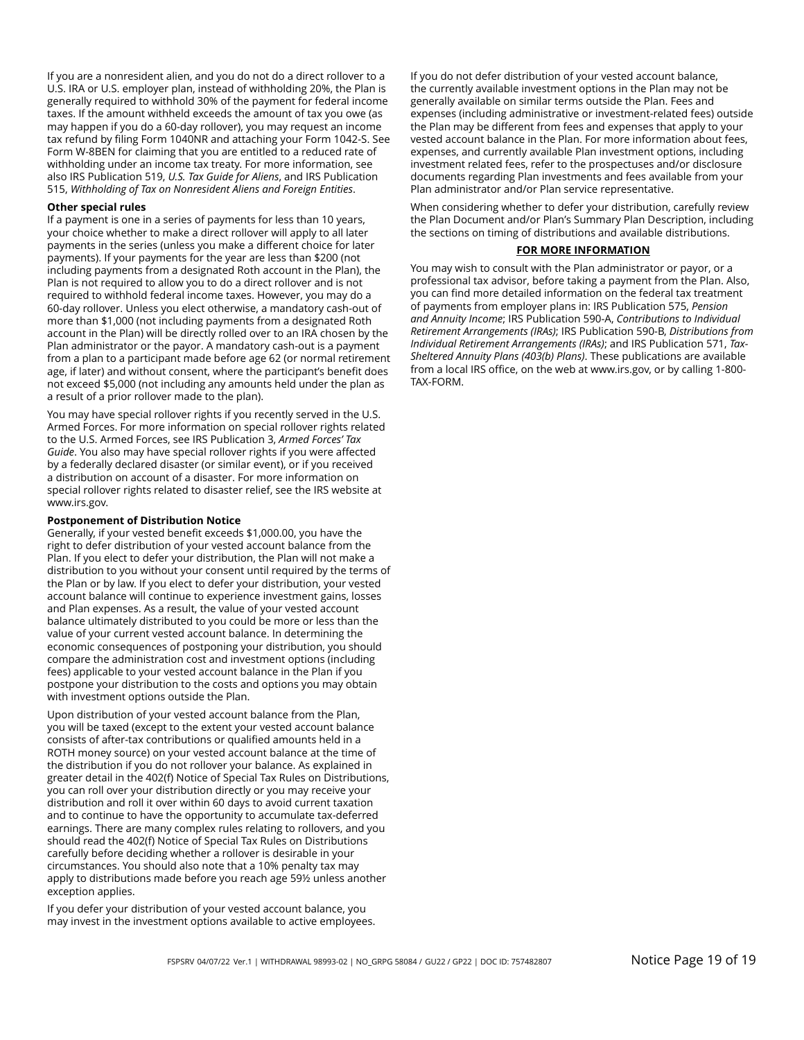If you are a nonresident alien, and you do not do a direct rollover to a U.S. IRA or U.S. employer plan, instead of withholding 20%, the Plan is generally required to withhold 30% of the payment for federal income taxes. If the amount withheld exceeds the amount of tax you owe (as may happen if you do a 60-day rollover), you may request an income tax refund by filing Form 1040NR and attaching your Form 1042-S. See Form W-8BEN for claiming that you are entitled to a reduced rate of withholding under an income tax treaty. For more information, see also IRS Publication 519, *U.S. Tax Guide for Aliens*, and IRS Publication 515, *Withholding of Tax on Nonresident Aliens and Foreign Entities*.

**Other special rules**

If a payment is one in a series of payments for less than 10 years, your choice whether to make a direct rollover will apply to all later payments in the series (unless you make a different choice for later payments). If your payments for the year are less than $200 (not including payments from a designated Roth account in the Plan), the Plan is not required to allow you to do a direct rollover and is not required to withhold federal income taxes. However, you may do a 60-day rollover. Unless you elect otherwise, a mandatory cash-out of more than $1,000 (not including payments from a designated Roth account in the Plan) will be directly rolled over to an IRA chosen by the Plan administrator or the payor. A mandatory cash-out is a payment from a plan to a participant made before age 62 (or normal retirement age, if later) and without consent, where the participant's benefit does not exceed $5,000 (not including any amounts held under the plan as a result of a prior rollover made to the plan).

You may have special rollover rights if you recently served in the U.S. Armed Forces. For more information on special rollover rights related to the U.S. Armed Forces, see IRS Publication 3, *Armed Forces' Tax Guide*. You also may have special rollover rights if you were affected by a federally declared disaster (or similar event), or if you received a distribution on account of a disaster. For more information on special rollover rights related to disaster relief, see the IRS website at www.irs.gov.

**Postponement of Distribution Notice**

Generally, if your vested benefit exceeds $1,000.00, you have the right to defer distribution of your vested account balance from the Plan. If you elect to defer your distribution, the Plan will not make a distribution to you without your consent until required by the terms of the Plan or by law. If you elect to defer your distribution, your vested account balance will continue to experience investment gains, losses and Plan expenses. As a result, the value of your vested account balance ultimately distributed to you could be more or less than the value of your current vested account balance. In determining the economic consequences of postponing your distribution, you should compare the administration cost and investment options (including fees) applicable to your vested account balance in the Plan if you postpone your distribution to the costs and options you may obtain with investment options outside the Plan.

Upon distribution of your vested account balance from the Plan, you will be taxed (except to the extent your vested account balance consists of after-tax contributions or qualified amounts held in a ROTH money source) on your vested account balance at the time of the distribution if you do not rollover your balance. As explained in greater detail in the 402(f) Notice of Special Tax Rules on Distributions, you can roll over your distribution directly or you may receive your distribution and roll it over within 60 days to avoid current taxation and to continue to have the opportunity to accumulate tax-deferred earnings. There are many complex rules relating to rollovers, and you should read the 402(f) Notice of Special Tax Rules on Distributions carefully before deciding whether a rollover is desirable in your circumstances. You should also note that a 10% penalty tax may apply to distributions made before you reach age 59½ unless another exception applies.

If you defer your distribution of your vested account balance, you may invest in the investment options available to active employees.

If you do not defer distribution of your vested account balance, the currently available investment options in the Plan may not be generally available on similar terms outside the Plan. Fees and expenses (including administrative or investment-related fees) outside the Plan may be different from fees and expenses that apply to your vested account balance in the Plan. For more information about fees, expenses, and currently available Plan investment options, including investment related fees, refer to the prospectuses and/or disclosure documents regarding Plan investments and fees available from your Plan administrator and/or Plan service representative.

When considering whether to defer your distribution, carefully review the Plan Document and/or Plan's Summary Plan Description, including the sections on timing of distributions and available distributions.

## FOR MORE INFORMATION

You may wish to consult with the Plan administrator or payor, or a professional tax advisor, before taking a payment from the Plan. Also, you can find more detailed information on the federal tax treatment of payments from employer plans in: IRS Publication 575, *Pension and Annuity Income*; IRS Publication 590-A, *Contributions to Individual Retirement Arrangements (IRAs)*; IRS Publication 590-B, *Distributions from Individual Retirement Arrangements (IRAs)*; and IRS Publication 571, *Tax-Sheltered Annuity Plans (403(b) Plans)*. These publications are available from a local IRS office, on the web at www.irs.gov, or by calling 1-800-TAX-FORM.